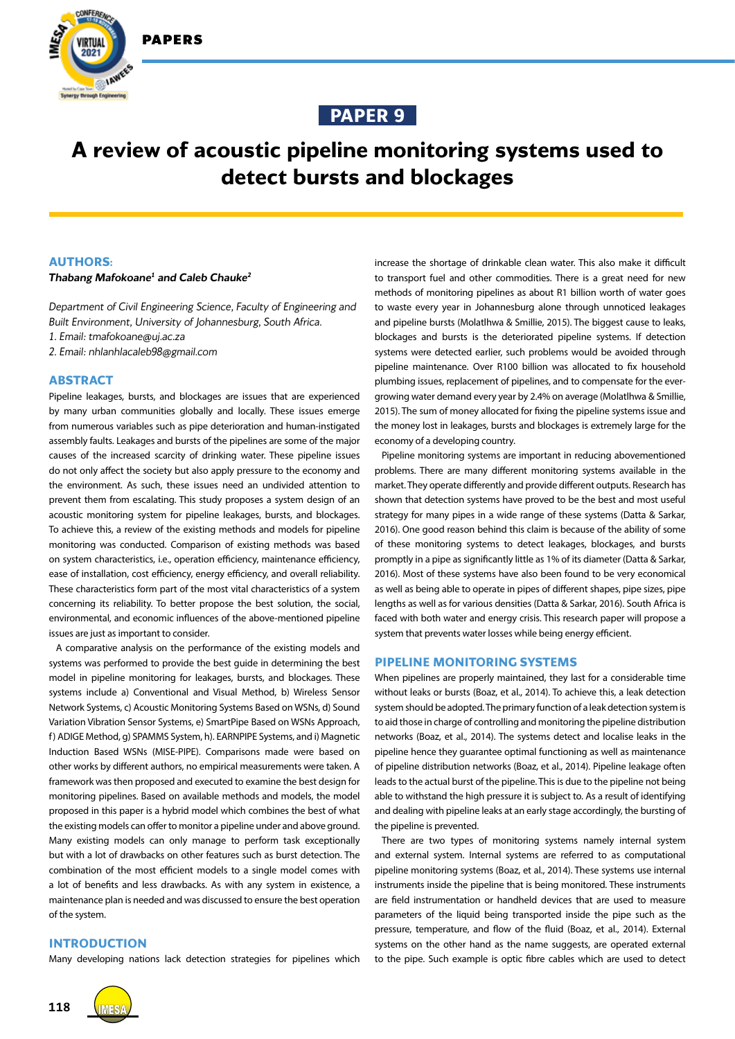PAPERS

PAPER 9

# A review of acoustic pipeline monitoring systems used to detect bursts and blockages

## AUTHORS:

***Thabang Mafokoane[1] and Caleb Chauke[2]***

*Department of Civil Engineering Science, Faculty of Engineering and Built Environment, University of Johannesburg, South Africa.*
*1. Email: tmafokoane@uj.ac.za*
*2. Email: nhlanhlacaleb98@gmail.com*

## ABSTRACT

Pipeline leakages, bursts, and blockages are issues that are experienced by many urban communities globally and locally. These issues emerge from numerous variables such as pipe deterioration and human-instigated assembly faults. Leakages and bursts of the pipelines are some of the major causes of the increased scarcity of drinking water. These pipeline issues do not only affect the society but also apply pressure to the economy and the environment. As such, these issues need an undivided attention to prevent them from escalating. This study proposes a system design of an acoustic monitoring system for pipeline leakages, bursts, and blockages. To achieve this, a review of the existing methods and models for pipeline monitoring was conducted. Comparison of existing methods was based on system characteristics, i.e., operation efficiency, maintenance efficiency, ease of installation, cost efficiency, energy efficiency, and overall reliability. These characteristics form part of the most vital characteristics of a system concerning its reliability. To better propose the best solution, the social, environmental, and economic influences of the above-mentioned pipeline issues are just as important to consider.

A comparative analysis on the performance of the existing models and systems was performed to provide the best guide in determining the best model in pipeline monitoring for leakages, bursts, and blockages. These systems include a) Conventional and Visual Method, b) Wireless Sensor Network Systems, c) Acoustic Monitoring Systems Based on WSNs, d) Sound Variation Vibration Sensor Systems, e) SmartPipe Based on WSNs Approach, f) ADIGE Method, g) SPAMMS System, h). EARNPIPE Systems, and i) Magnetic Induction Based WSNs (MISE-PIPE). Comparisons made were based on other works by different authors, no empirical measurements were taken. A framework was then proposed and executed to examine the best design for monitoring pipelines. Based on available methods and models, the model proposed in this paper is a hybrid model which combines the best of what the existing models can offer to monitor a pipeline under and above ground. Many existing models can only manage to perform task exceptionally but with a lot of drawbacks on other features such as burst detection. The combination of the most efficient models to a single model comes with a lot of benefits and less drawbacks. As with any system in existence, a maintenance plan is needed and was discussed to ensure the best operation of the system.

## INTRODUCTION

Many developing nations lack detection strategies for pipelines which increase the shortage of drinkable clean water. This also make it difficult to transport fuel and other commodities. There is a great need for new methods of monitoring pipelines as about R1 billion worth of water goes to waste every year in Johannesburg alone through unnoticed leakages and pipeline bursts (Molatlhwa & Smillie, 2015). The biggest cause to leaks, blockages and bursts is the deteriorated pipeline systems. If detection systems were detected earlier, such problems would be avoided through pipeline maintenance. Over R100 billion was allocated to fix household plumbing issues, replacement of pipelines, and to compensate for the ever-growing water demand every year by 2.4% on average (Molatlhwa & Smillie, 2015). The sum of money allocated for fixing the pipeline systems issue and the money lost in leakages, bursts and blockages is extremely large for the economy of a developing country.

Pipeline monitoring systems are important in reducing abovementioned problems. There are many different monitoring systems available in the market. They operate differently and provide different outputs. Research has shown that detection systems have proved to be the best and most useful strategy for many pipes in a wide range of these systems (Datta & Sarkar, 2016). One good reason behind this claim is because of the ability of some of these monitoring systems to detect leakages, blockages, and bursts promptly in a pipe as significantly little as 1% of its diameter (Datta & Sarkar, 2016). Most of these systems have also been found to be very economical as well as being able to operate in pipes of different shapes, pipe sizes, pipe lengths as well as for various densities (Datta & Sarkar, 2016). South Africa is faced with both water and energy crisis. This research paper will propose a system that prevents water losses while being energy efficient.

## PIPELINE MONITORING SYSTEMS

When pipelines are properly maintained, they last for a considerable time without leaks or bursts (Boaz, et al., 2014). To achieve this, a leak detection system should be adopted. The primary function of a leak detection system is to aid those in charge of controlling and monitoring the pipeline distribution networks (Boaz, et al., 2014). The systems detect and localise leaks in the pipeline hence they guarantee optimal functioning as well as maintenance of pipeline distribution networks (Boaz, et al., 2014). Pipeline leakage often leads to the actual burst of the pipeline. This is due to the pipeline not being able to withstand the high pressure it is subject to. As a result of identifying and dealing with pipeline leaks at an early stage accordingly, the bursting of the pipeline is prevented.

There are two types of monitoring systems namely internal system and external system. Internal systems are referred to as computational pipeline monitoring systems (Boaz, et al., 2014). These systems use internal instruments inside the pipeline that is being monitored. These instruments are field instrumentation or handheld devices that are used to measure parameters of the liquid being transported inside the pipe such as the pressure, temperature, and flow of the fluid (Boaz, et al., 2014). External systems on the other hand as the name suggests, are operated external to the pipe. Such example is optic fibre cables which are used to detect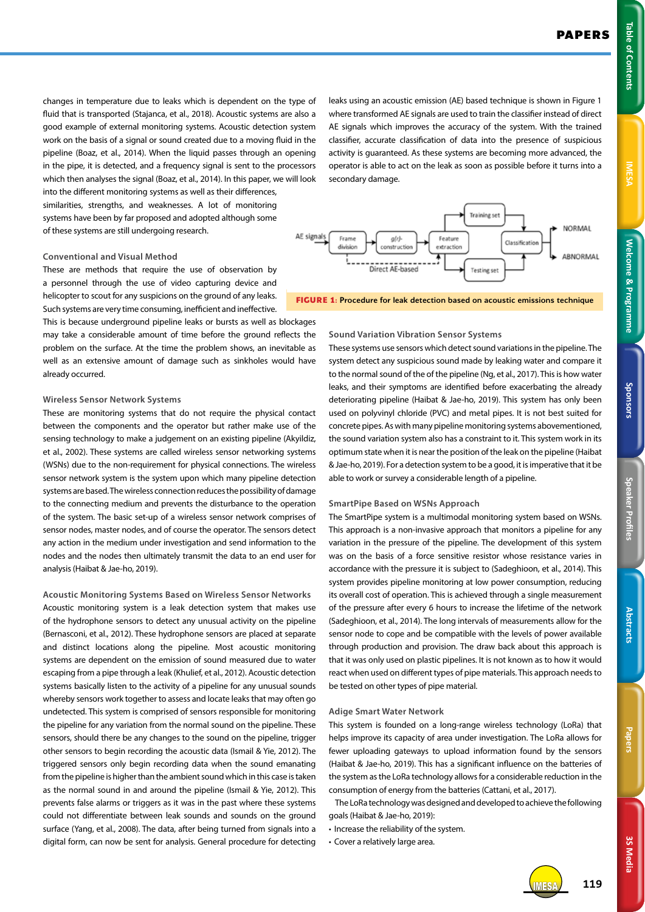changes in temperature due to leaks which is dependent on the type of fluid that is transported (Stajanca, et al., 2018). Acoustic systems are also a good example of external monitoring systems. Acoustic detection system work on the basis of a signal or sound created due to a moving fluid in the pipeline (Boaz, et al., 2014). When the liquid passes through an opening in the pipe, it is detected, and a frequency signal is sent to the processors which then analyses the signal (Boaz, et al., 2014). In this paper, we will look into the different monitoring systems as well as their differences, similarities, strengths, and weaknesses. A lot of monitoring systems have been by far proposed and adopted although some of these systems are still undergoing research.

### Conventional and Visual Method

These are methods that require the use of observation by a personnel through the use of video capturing device and helicopter to scout for any suspicions on the ground of any leaks. Such systems are very time consuming, inefficient and ineffective. This is because underground pipeline leaks or bursts as well as blockages may take a considerable amount of time before the ground reflects the problem on the surface. At the time the problem shows, an inevitable as well as an extensive amount of damage such as sinkholes would have already occurred.

### Wireless Sensor Network Systems

These are monitoring systems that do not require the physical contact between the components and the operator but rather make use of the sensing technology to make a judgement on an existing pipeline (Akyildiz, et al., 2002). These systems are called wireless sensor networking systems (WSNs) due to the non-requirement for physical connections. The wireless sensor network system is the system upon which many pipeline detection systems are based. The wireless connection reduces the possibility of damage to the connecting medium and prevents the disturbance to the operation of the system. The basic set-up of a wireless sensor network comprises of sensor nodes, master nodes, and of course the operator. The sensors detect any action in the medium under investigation and send information to the nodes and the nodes then ultimately transmit the data to an end user for analysis (Haibat & Jae-ho, 2019).

### Acoustic Monitoring Systems Based on Wireless Sensor Networks

Acoustic monitoring system is a leak detection system that makes use of the hydrophone sensors to detect any unusual activity on the pipeline (Bernasconi, et al., 2012). These hydrophone sensors are placed at separate and distinct locations along the pipeline. Most acoustic monitoring systems are dependent on the emission of sound measured due to water escaping from a pipe through a leak (Khulief, et al., 2012). Acoustic detection systems basically listen to the activity of a pipeline for any unusual sounds whereby sensors work together to assess and locate leaks that may often go undetected. This system is comprised of sensors responsible for monitoring the pipeline for any variation from the normal sound on the pipeline. These sensors, should there be any changes to the sound on the pipeline, trigger other sensors to begin recording the acoustic data (Ismail & Yie, 2012). The triggered sensors only begin recording data when the sound emanating from the pipeline is higher than the ambient sound which in this case is taken as the normal sound in and around the pipeline (Ismail & Yie, 2012). This prevents false alarms or triggers as it was in the past where these systems could not differentiate between leak sounds and sounds on the ground surface (Yang, et al., 2008). The data, after being turned from signals into a digital form, can now be sent for analysis. General procedure for detecting leaks using an acoustic emission (AE) based technique is shown in Figure 1 where transformed AE signals are used to train the classifier instead of direct AE signals which improves the accuracy of the system. With the trained classifier, accurate classification of data into the presence of suspicious activity is guaranteed. As these systems are becoming more advanced, the operator is able to act on the leak as soon as possible before it turns into a secondary damage.

**FIGURE 1:** Procedure for leak detection based on acoustic emissions technique

### Sound Variation Vibration Sensor Systems

These systems use sensors which detect sound variations in the pipeline. The system detect any suspicious sound made by leaking water and compare it to the normal sound of the of the pipeline (Ng, et al., 2017). This is how water leaks, and their symptoms are identified before exacerbating the already deteriorating pipeline (Haibat & Jae-ho, 2019). This system has only been used on polyvinyl chloride (PVC) and metal pipes. It is not best suited for concrete pipes. As with many pipeline monitoring systems abovementioned, the sound variation system also has a constraint to it. This system work in its optimum state when it is near the position of the leak on the pipeline (Haibat & Jae-ho, 2019). For a detection system to be a good, it is imperative that it be able to work or survey a considerable length of a pipeline.

### SmartPipe Based on WSNs Approach

The SmartPipe system is a multimodal monitoring system based on WSNs. This approach is a non-invasive approach that monitors a pipeline for any variation in the pressure of the pipeline. The development of this system was on the basis of a force sensitive resistor whose resistance varies in accordance with the pressure it is subject to (Sadeghioon, et al., 2014). This system provides pipeline monitoring at low power consumption, reducing its overall cost of operation. This is achieved through a single measurement of the pressure after every 6 hours to increase the lifetime of the network (Sadeghioon, et al., 2014). The long intervals of measurements allow for the sensor node to cope and be compatible with the levels of power available through production and provision. The draw back about this approach is that it was only used on plastic pipelines. It is not known as to how it would react when used on different types of pipe materials. This approach needs to be tested on other types of pipe material.

### Adige Smart Water Network

This system is founded on a long-range wireless technology (LoRa) that helps improve its capacity of area under investigation. The LoRa allows for fewer uploading gateways to upload information found by the sensors (Haibat & Jae-ho, 2019). This has a significant influence on the batteries of the system as the LoRa technology allows for a considerable reduction in the consumption of energy from the batteries (Cattani, et al., 2017).

The LoRa technology was designed and developed to achieve the following goals (Haibat & Jae-ho, 2019):

- Increase the reliability of the system.
- Cover a relatively large area.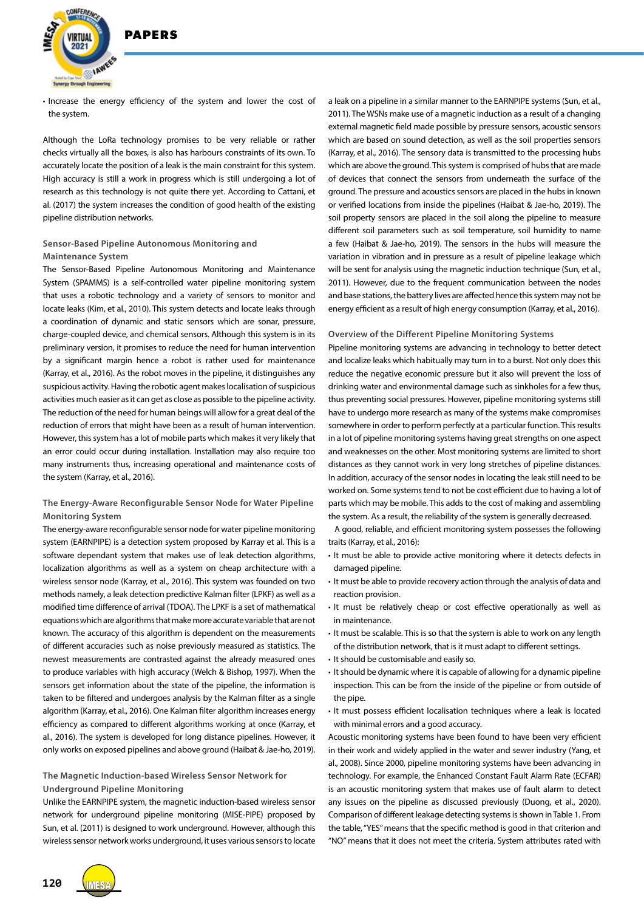- Increase the energy efficiency of the system and lower the cost of the system.

Although the LoRa technology promises to be very reliable or rather checks virtually all the boxes, is also has harbours constraints of its own. To accurately locate the position of a leak is the main constraint for this system. High accuracy is still a work in progress which is still undergoing a lot of research as this technology is not quite there yet. According to Cattani, et al. (2017) the system increases the condition of good health of the existing pipeline distribution networks.

### Sensor-Based Pipeline Autonomous Monitoring and Maintenance System

The Sensor-Based Pipeline Autonomous Monitoring and Maintenance System (SPAMMS) is a self-controlled water pipeline monitoring system that uses a robotic technology and a variety of sensors to monitor and locate leaks (Kim, et al., 2010). This system detects and locate leaks through a coordination of dynamic and static sensors which are sonar, pressure, charge-coupled device, and chemical sensors. Although this system is in its preliminary version, it promises to reduce the need for human intervention by a significant margin hence a robot is rather used for maintenance (Karray, et al., 2016). As the robot moves in the pipeline, it distinguishes any suspicious activity. Having the robotic agent makes localisation of suspicious activities much easier as it can get as close as possible to the pipeline activity. The reduction of the need for human beings will allow for a great deal of the reduction of errors that might have been as a result of human intervention. However, this system has a lot of mobile parts which makes it very likely that an error could occur during installation. Installation may also require too many instruments thus, increasing operational and maintenance costs of the system (Karray, et al., 2016).

### The Energy-Aware Reconfigurable Sensor Node for Water Pipeline Monitoring System

The energy-aware reconfigurable sensor node for water pipeline monitoring system (EARNPIPE) is a detection system proposed by Karray et al. This is a software dependant system that makes use of leak detection algorithms, localization algorithms as well as a system on cheap architecture with a wireless sensor node (Karray, et al., 2016). This system was founded on two methods namely, a leak detection predictive Kalman filter (LPKF) as well as a modified time difference of arrival (TDOA). The LPKF is a set of mathematical equations which are algorithms that make more accurate variable that are not known. The accuracy of this algorithm is dependent on the measurements of different accuracies such as noise previously measured as statistics. The newest measurements are contrasted against the already measured ones to produce variables with high accuracy (Welch & Bishop, 1997). When the sensors get information about the state of the pipeline, the information is taken to be filtered and undergoes analysis by the Kalman filter as a single algorithm (Karray, et al., 2016). One Kalman filter algorithm increases energy efficiency as compared to different algorithms working at once (Karray, et al., 2016). The system is developed for long distance pipelines. However, it only works on exposed pipelines and above ground (Haibat & Jae-ho, 2019).

### The Magnetic Induction-based Wireless Sensor Network for Underground Pipeline Monitoring

Unlike the EARNPIPE system, the magnetic induction-based wireless sensor network for underground pipeline monitoring (MISE-PIPE) proposed by Sun, et al. (2011) is designed to work underground. However, although this wireless sensor network works underground, it uses various sensors to locate a leak on a pipeline in a similar manner to the EARNPIPE systems (Sun, et al., 2011). The WSNs make use of a magnetic induction as a result of a changing external magnetic field made possible by pressure sensors, acoustic sensors which are based on sound detection, as well as the soil properties sensors (Karray, et al., 2016). The sensory data is transmitted to the processing hubs which are above the ground. This system is comprised of hubs that are made of devices that connect the sensors from underneath the surface of the ground. The pressure and acoustics sensors are placed in the hubs in known or verified locations from inside the pipelines (Haibat & Jae-ho, 2019). The soil property sensors are placed in the soil along the pipeline to measure different soil parameters such as soil temperature, soil humidity to name a few (Haibat & Jae-ho, 2019). The sensors in the hubs will measure the variation in vibration and in pressure as a result of pipeline leakage which will be sent for analysis using the magnetic induction technique (Sun, et al., 2011). However, due to the frequent communication between the nodes and base stations, the battery lives are affected hence this system may not be energy efficient as a result of high energy consumption (Karray, et al., 2016).

### Overview of the Different Pipeline Monitoring Systems

Pipeline monitoring systems are advancing in technology to better detect and localize leaks which habitually may turn in to a burst. Not only does this reduce the negative economic pressure but it also will prevent the loss of drinking water and environmental damage such as sinkholes for a few thus, thus preventing social pressures. However, pipeline monitoring systems still have to undergo more research as many of the systems make compromises somewhere in order to perform perfectly at a particular function. This results in a lot of pipeline monitoring systems having great strengths on one aspect and weaknesses on the other. Most monitoring systems are limited to short distances as they cannot work in very long stretches of pipeline distances. In addition, accuracy of the sensor nodes in locating the leak still need to be worked on. Some systems tend to not be cost efficient due to having a lot of parts which may be mobile. This adds to the cost of making and assembling the system. As a result, the reliability of the system is generally decreased.

A good, reliable, and efficient monitoring system possesses the following traits (Karray, et al., 2016):

- It must be able to provide active monitoring where it detects defects in damaged pipeline.
- It must be able to provide recovery action through the analysis of data and reaction provision.
- It must be relatively cheap or cost effective operationally as well as in maintenance.
- It must be scalable. This is so that the system is able to work on any length of the distribution network, that is it must adapt to different settings.
- It should be customisable and easily so.
- It should be dynamic where it is capable of allowing for a dynamic pipeline inspection. This can be from the inside of the pipeline or from outside of the pipe.
- It must possess efficient localisation techniques where a leak is located with minimal errors and a good accuracy.

Acoustic monitoring systems have been found to have been very efficient in their work and widely applied in the water and sewer industry (Yang, et al., 2008). Since 2000, pipeline monitoring systems have been advancing in technology. For example, the Enhanced Constant Fault Alarm Rate (ECFAR) is an acoustic monitoring system that makes use of fault alarm to detect any issues on the pipeline as discussed previously (Duong, et al., 2020). Comparison of different leakage detecting systems is shown in Table 1. From the table, "YES" means that the specific method is good in that criterion and "NO" means that it does not meet the criteria. System attributes rated with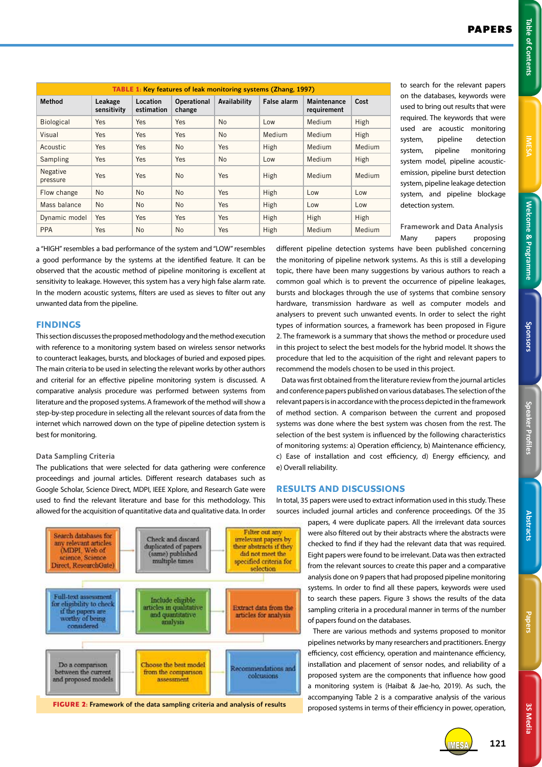**TABLE 1: Key features of leak monitoring systems (Zhang, 1997)**

| Method | Leakage sensitivity | Location estimation | Operational change | Availability | False alarm | Maintenance requirement | Cost |
|---|---|---|---|---|---|---|---|
| Biological | Yes | Yes | Yes | No | Low | Medium | High |
| Visual | Yes | Yes | Yes | No | Medium | Medium | High |
| Acoustic | Yes | Yes | No | Yes | High | Medium | Medium |
| Sampling | Yes | Yes | Yes | No | Low | Medium | High |
| Negative pressure | Yes | Yes | No | Yes | High | Medium | Medium |
| Flow change | No | No | No | Yes | High | Low | Low |
| Mass balance | No | No | No | Yes | High | Low | Low |
| Dynamic model | Yes | Yes | Yes | Yes | High | High | High |
| PPA | Yes | No | No | Yes | High | Medium | Medium |

a "HIGH" resembles a bad performance of the system and "LOW" resembles a good performance by the systems at the identified feature. It can be observed that the acoustic method of pipeline monitoring is excellent at sensitivity to leakage. However, this system has a very high false alarm rate. In the modern acoustic systems, filters are used as sieves to filter out any unwanted data from the pipeline.

## FINDINGS

This section discusses the proposed methodology and the method execution with reference to a monitoring system based on wireless sensor networks to counteract leakages, bursts, and blockages of buried and exposed pipes. The main criteria to be used in selecting the relevant works by other authors and criterial for an effective pipeline monitoring system is discussed. A comparative analysis procedure was performed between systems from literature and the proposed systems. A framework of the method will show a step-by-step procedure in selecting all the relevant sources of data from the internet which narrowed down on the type of pipeline detection system is best for monitoring.

### Data Sampling Criteria

The publications that were selected for data gathering were conference proceedings and journal articles. Different research databases such as Google Scholar, Science Direct, MDPI, IEEE Xplore, and Research Gate were used to find the relevant literature and base for this methodology. This allowed for the acquisition of quantitative data and qualitative data. In order to search for the relevant papers on the databases, keywords were used to bring out results that were required. The keywords that were used are acoustic monitoring system, pipeline detection system, pipeline monitoring system model, pipeline acoustic-emission, pipeline burst detection system, pipeline leakage detection system, and pipeline blockage detection system.

Search databases for any relevant articles (MDPI, Web of science, Science Direct, ResearchGate) → Check and discard duplicated of papers (same) published multiple times → Filter out any irrelevant papers by their abstracts if they did not meet the specified criteria for selection → Full-text assessment for eligibility to check if the papers are worthy of being considered → Include eligible articles in qualitative and quantitative analysis → Extract data from the articles for analysis → Do a comparison between the current and proposed models → Choose the best model from the comparison assessment → Recommendations and colcusions

**FIGURE 2: Framework of the data sampling criteria and analysis of results**

### Framework and Data Analysis

Many papers proposing different pipeline detection systems have been published concerning the monitoring of pipeline network systems. As this is still a developing topic, there have been many suggestions by various authors to reach a common goal which is to prevent the occurrence of pipeline leakages, bursts and blockages through the use of systems that combine sensory hardware, transmission hardware as well as computer models and analysers to prevent such unwanted events. In order to select the right types of information sources, a framework has been proposed in Figure 2. The framework is a summary that shows the method or procedure used in this project to select the best models for the hybrid model. It shows the procedure that led to the acquisition of the right and relevant papers to recommend the models chosen to be used in this project.

Data was first obtained from the literature review from the journal articles and conference papers published on various databases. The selection of the relevant papers is in accordance with the process depicted in the framework of method section. A comparison between the current and proposed systems was done where the best system was chosen from the rest. The selection of the best system is influenced by the following characteristics of monitoring systems: a) Operation efficiency, b) Maintenance efficiency, c) Ease of installation and cost efficiency, d) Energy efficiency, and e) Overall reliability.

## RESULTS AND DISCUSSIONS

In total, 35 papers were used to extract information used in this study. These sources included journal articles and conference proceedings. Of the 35 papers, 4 were duplicate papers. All the irrelevant data sources were also filtered out by their abstracts where the abstracts were checked to find if they had the relevant data that was required. Eight papers were found to be irrelevant. Data was then extracted from the relevant sources to create this paper and a comparative analysis done on 9 papers that had proposed pipeline monitoring systems. In order to find all these papers, keywords were used to search these papers. Figure 3 shows the results of the data sampling criteria in a procedural manner in terms of the number of papers found on the databases.

There are various methods and systems proposed to monitor pipelines networks by many researchers and practitioners. Energy efficiency, cost efficiency, operation and maintenance efficiency, installation and placement of sensor nodes, and reliability of a proposed system are the components that influence how good a monitoring system is (Haibat & Jae-ho, 2019). As such, the accompanying Table 2 is a comparative analysis of the various proposed systems in terms of their efficiency in power, operation,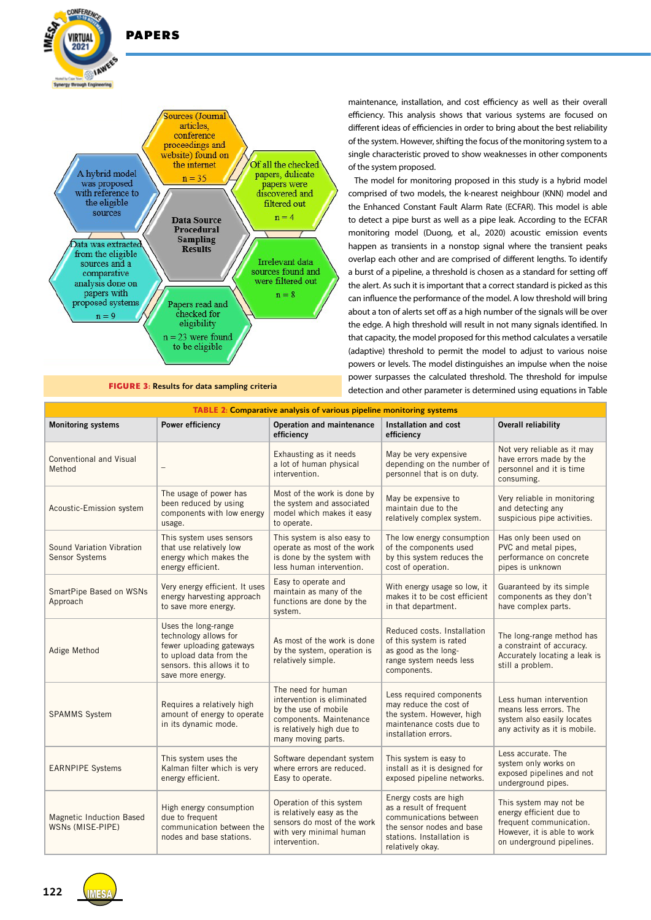Sources (Journal articles, conference proceedings and website) found on the internet
n = 35

Of all the checked papers, dulicate papers were discovered and filtered out
n = 4

Irrelevant data sources found and were filtered out
n = 8

Papers read and checked for eligibility
n = 23 were found to be eligible

Data was extracted from the eligible sources and a comparative analysis done on papers with proposed systems
n = 9

A hybrid model was proposed with reference to the eligible sources

Data Source Procedural Sampling Results

**FIGURE 3:** Results for data sampling criteria

maintenance, installation, and cost efficiency as well as their overall efficiency. This analysis shows that various systems are focused on different ideas of efficiencies in order to bring about the best reliability of the system. However, shifting the focus of the monitoring system to a single characteristic proved to show weaknesses in other components of the system proposed.

The model for monitoring proposed in this study is a hybrid model comprised of two models, the k-nearest neighbour (KNN) model and the Enhanced Constant Fault Alarm Rate (ECFAR). This model is able to detect a pipe burst as well as a pipe leak. According to the ECFAR monitoring model (Duong, et al., 2020) acoustic emission events happen as transients in a nonstop signal where the transient peaks overlap each other and are comprised of different lengths. To identify a burst of a pipeline, a threshold is chosen as a standard for setting off the alert. As such it is important that a correct standard is picked as this can influence the performance of the model. A low threshold will bring about a ton of alerts set off as a high number of the signals will be over the edge. A high threshold will result in not many signals identified. In that capacity, the model proposed for this method calculates a versatile (adaptive) threshold to permit the model to adjust to various noise powers or levels. The model distinguishes an impulse when the noise power surpasses the calculated threshold. The threshold for impulse detection and other parameter is determined using equations in Table

**TABLE 2:** Comparative analysis of various pipeline monitoring systems

| Monitoring systems | Power efficiency | Operation and maintenance efficiency | Installation and cost efficiency | Overall reliability |
|---|---|---|---|---|
| Conventional and Visual Method | – | Exhausting as it needs a lot of human physical intervention. | May be very expensive depending on the number of personnel that is on duty. | Not very reliable as it may have errors made by the personnel and it is time consuming. |
| Acoustic-Emission system | The usage of power has been reduced by using components with low energy usage. | Most of the work is done by the system and associated model which makes it easy to operate. | May be expensive to maintain due to the relatively complex system. | Very reliable in monitoring and detecting any suspicious pipe activities. |
| Sound Variation Vibration Sensor Systems | This system uses sensors that use relatively low energy which makes the energy efficient. | This system is also easy to operate as most of the work is done by the system with less human intervention. | The low energy consumption of the components used by this system reduces the cost of operation. | Has only been used on PVC and metal pipes, performance on concrete pipes is unknown |
| SmartPipe Based on WSNs Approach | Very energy efficient. It uses energy harvesting approach to save more energy. | Easy to operate and maintain as many of the functions are done by the system. | With energy usage so low, it makes it to be cost efficient in that department. | Guaranteed by its simple components as they don't have complex parts. |
| Adige Method | Uses the long-range technology allows for fewer uploading gateways to upload data from the sensors. this allows it to save more energy. | As most of the work is done by the system, operation is relatively simple. | Reduced costs. Installation of this system is rated as good as the long-range system needs less components. | The long-range method has a constraint of accuracy. Accurately locating a leak is still a problem. |
| SPAMMS System | Requires a relatively high amount of energy to operate in its dynamic mode. | The need for human intervention is eliminated by the use of mobile components. Maintenance is relatively high due to many moving parts. | Less required components may reduce the cost of the system. However, high maintenance costs due to installation errors. | Less human intervention means less errors. The system also easily locates any activity as it is mobile. |
| EARNPIPE Systems | This system uses the Kalman filter which is very energy efficient. | Software dependant system where errors are reduced. Easy to operate. | This system is easy to install as it is designed for exposed pipeline networks. | Less accurate. The system only works on exposed pipelines and not underground pipes. |
| Magnetic Induction Based WSNs (MISE-PIPE) | High energy consumption due to frequent communication between the nodes and base stations. | Operation of this system is relatively easy as the sensors do most of the work with very minimal human intervention. | Energy costs are high as a result of frequent communications between the sensor nodes and base stations. Installation is relatively okay. | This system may not be energy efficient due to frequent communication. However, it is able to work on underground pipelines. |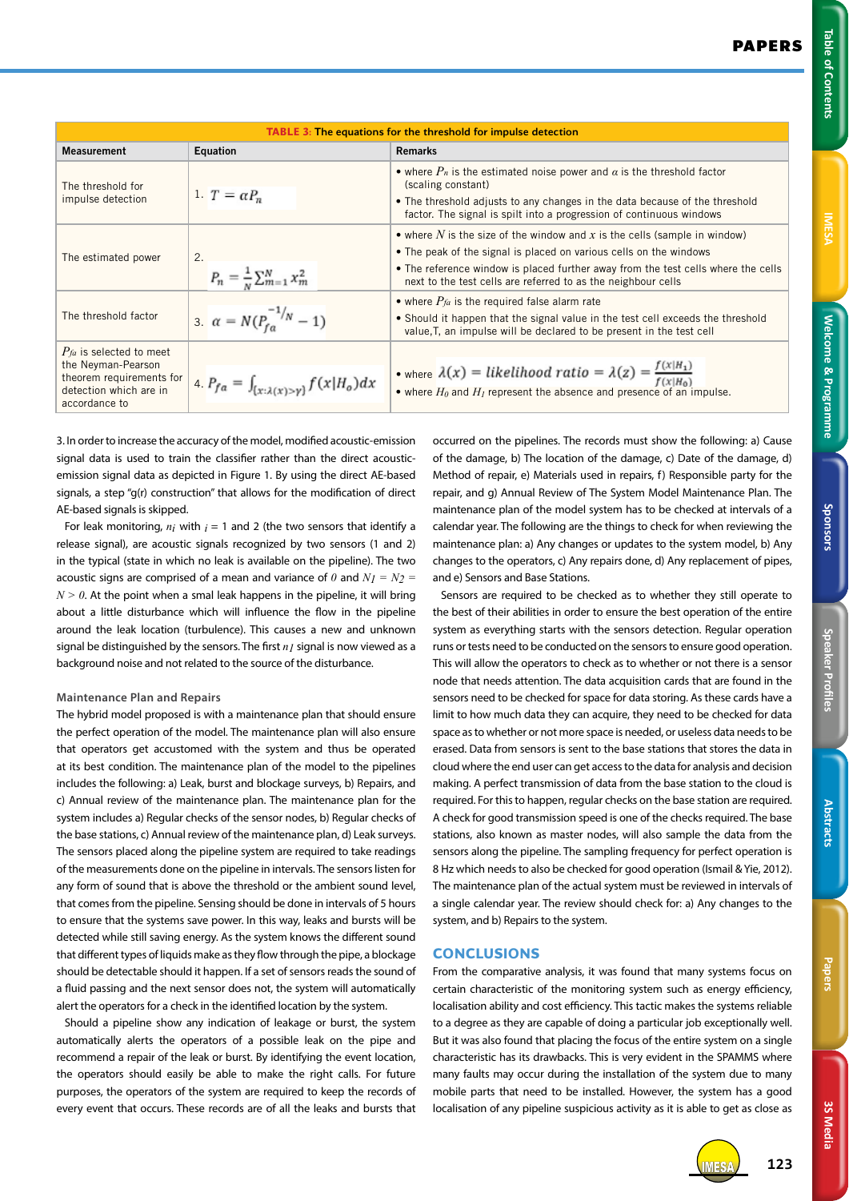**TABLE 3: The equations for the threshold for impulse detection**

| Measurement | Equation | Remarks |
|---|---|---|
| The threshold for impulse detection | 1. $T = \alpha P_n$ | • where $P_n$ is the estimated noise power and $\alpha$ is the threshold factor (scaling constant)<br>• The threshold adjusts to any changes in the data because of the threshold factor. The signal is spilt into a progression of continuous windows |
| The estimated power | 2. $P_n = \frac{1}{N}\sum_{m=1}^{N} x_m^2$ | • where $N$ is the size of the window and $x$ is the cells (sample in window)<br>• The peak of the signal is placed on various cells on the windows<br>• The reference window is placed further away from the test cells where the cells next to the test cells are referred to as the neighbour cells |
| The threshold factor | 3. $\alpha = N(P_{fa}^{-1/N} - 1)$ | • where $P_{fa}$ is the required false alarm rate<br>• Should it happen that the signal value in the test cell exceeds the threshold value,T, an impulse will be declared to be present in the test cell |
| $P_{fa}$ is selected to meet the Neyman-Pearson theorem requirements for detection which are in accordance to | 4. $P_{fa} = \int_{\{x:\lambda(x)>\gamma\}} f(x\|H_o)dx$ | • where $\lambda(x) = likelihood\ ratio = \lambda(z) = \frac{f(x\|H_1)}{f(x\|H_0)}$<br>• where $H_0$ and $H_1$ represent the absence and presence of an impulse. |

3. In order to increase the accuracy of the model, modified acoustic-emission signal data is used to train the classifier rather than the direct acoustic-emission signal data as depicted in Figure 1. By using the direct AE-based signals, a step "g(r) construction" that allows for the modification of direct AE-based signals is skipped.

For leak monitoring, $n_i$ with $i$ = 1 and 2 (the two sensors that identify a release signal), are acoustic signals recognized by two sensors (1 and 2) in the typical (state in which no leak is available on the pipeline). The two acoustic signs are comprised of a mean and variance of $0$ and $N_1 = N_2 = N > 0$. At the point when a smal leak happens in the pipeline, it will bring about a little disturbance which will influence the flow in the pipeline around the leak location (turbulence). This causes a new and unknown signal be distinguished by the sensors. The first $n_1$ signal is now viewed as a background noise and not related to the source of the disturbance.

### Maintenance Plan and Repairs

The hybrid model proposed is with a maintenance plan that should ensure the perfect operation of the model. The maintenance plan will also ensure that operators get accustomed with the system and thus be operated at its best condition. The maintenance plan of the model to the pipelines includes the following: a) Leak, burst and blockage surveys, b) Repairs, and c) Annual review of the maintenance plan. The maintenance plan for the system includes a) Regular checks of the sensor nodes, b) Regular checks of the base stations, c) Annual review of the maintenance plan, d) Leak surveys. The sensors placed along the pipeline system are required to take readings of the measurements done on the pipeline in intervals. The sensors listen for any form of sound that is above the threshold or the ambient sound level, that comes from the pipeline. Sensing should be done in intervals of 5 hours to ensure that the systems save power. In this way, leaks and bursts will be detected while still saving energy. As the system knows the different sound that different types of liquids make as they flow through the pipe, a blockage should be detectable should it happen. If a set of sensors reads the sound of a fluid passing and the next sensor does not, the system will automatically alert the operators for a check in the identified location by the system.

Should a pipeline show any indication of leakage or burst, the system automatically alerts the operators of a possible leak on the pipe and recommend a repair of the leak or burst. By identifying the event location, the operators should easily be able to make the right calls. For future purposes, the operators of the system are required to keep the records of every event that occurs. These records are of all the leaks and bursts that occurred on the pipelines. The records must show the following: a) Cause of the damage, b) The location of the damage, c) Date of the damage, d) Method of repair, e) Materials used in repairs, f) Responsible party for the repair, and g) Annual Review of The System Model Maintenance Plan. The maintenance plan of the model system has to be checked at intervals of a calendar year. The following are the things to check for when reviewing the maintenance plan: a) Any changes or updates to the system model, b) Any changes to the operators, c) Any repairs done, d) Any replacement of pipes, and e) Sensors and Base Stations.

Sensors are required to be checked as to whether they still operate to the best of their abilities in order to ensure the best operation of the entire system as everything starts with the sensors detection. Regular operation runs or tests need to be conducted on the sensors to ensure good operation. This will allow the operators to check as to whether or not there is a sensor node that needs attention. The data acquisition cards that are found in the sensors need to be checked for space for data storing. As these cards have a limit to how much data they can acquire, they need to be checked for data space as to whether or not more space is needed, or useless data needs to be erased. Data from sensors is sent to the base stations that stores the data in cloud where the end user can get access to the data for analysis and decision making. A perfect transmission of data from the base station to the cloud is required. For this to happen, regular checks on the base station are required. A check for good transmission speed is one of the checks required. The base stations, also known as master nodes, will also sample the data from the sensors along the pipeline. The sampling frequency for perfect operation is 8 Hz which needs to also be checked for good operation (Ismail & Yie, 2012). The maintenance plan of the actual system must be reviewed in intervals of a single calendar year. The review should check for: a) Any changes to the system, and b) Repairs to the system.

## CONCLUSIONS

From the comparative analysis, it was found that many systems focus on certain characteristic of the monitoring system such as energy efficiency, localisation ability and cost efficiency. This tactic makes the systems reliable to a degree as they are capable of doing a particular job exceptionally well. But it was also found that placing the focus of the entire system on a single characteristic has its drawbacks. This is very evident in the SPAMMS where many faults may occur during the installation of the system due to many mobile parts that need to be installed. However, the system has a good localisation of any pipeline suspicious activity as it is able to get as close as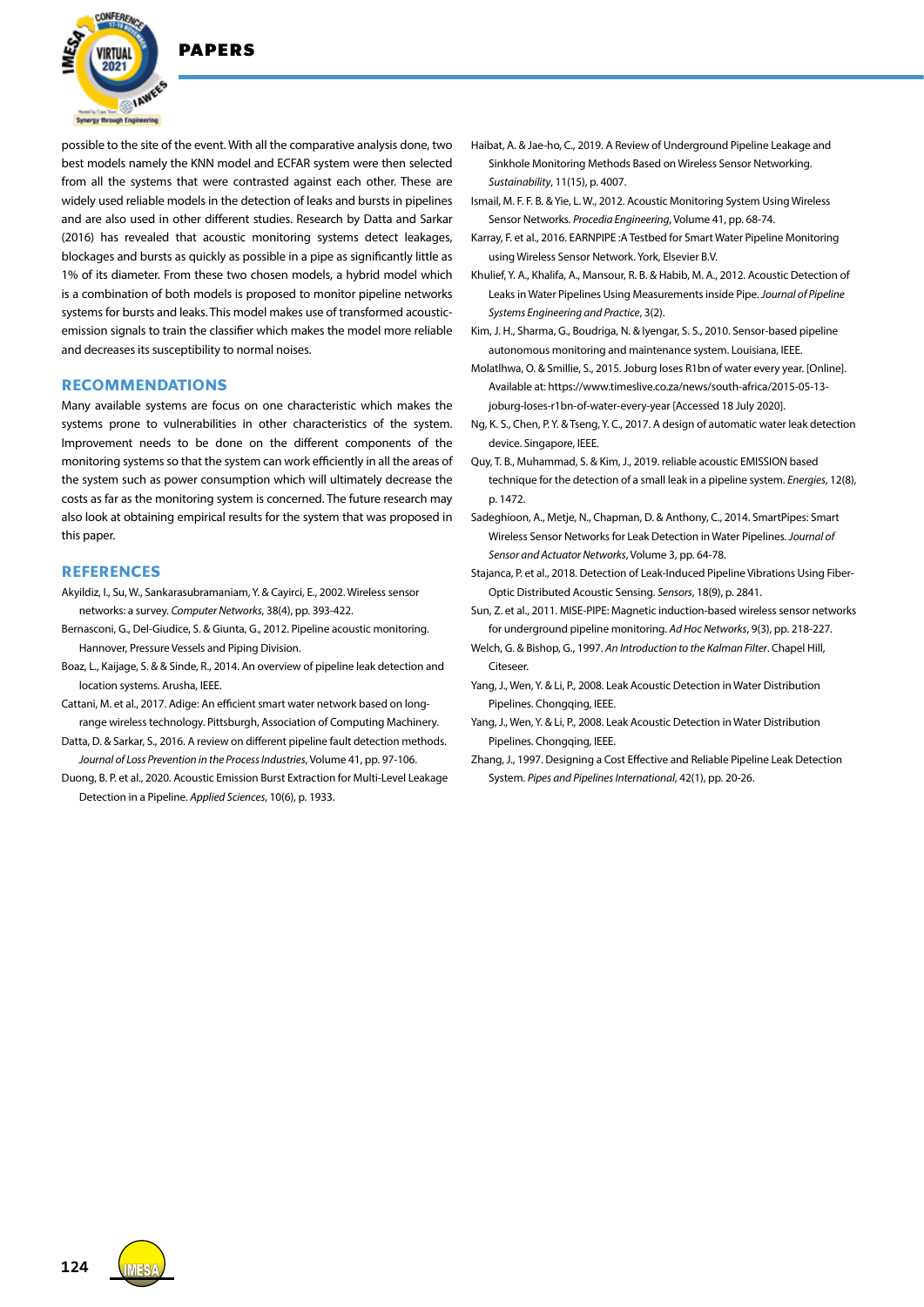possible to the site of the event. With all the comparative analysis done, two best models namely the KNN model and ECFAR system were then selected from all the systems that were contrasted against each other. These are widely used reliable models in the detection of leaks and bursts in pipelines and are also used in other different studies. Research by Datta and Sarkar (2016) has revealed that acoustic monitoring systems detect leakages, blockages and bursts as quickly as possible in a pipe as significantly little as 1% of its diameter. From these two chosen models, a hybrid model which is a combination of both models is proposed to monitor pipeline networks systems for bursts and leaks. This model makes use of transformed acoustic-emission signals to train the classifier which makes the model more reliable and decreases its susceptibility to normal noises.

## RECOMMENDATIONS

Many available systems are focus on one characteristic which makes the systems prone to vulnerabilities in other characteristics of the system. Improvement needs to be done on the different components of the monitoring systems so that the system can work efficiently in all the areas of the system such as power consumption which will ultimately decrease the costs as far as the monitoring system is concerned. The future research may also look at obtaining empirical results for the system that was proposed in this paper.

## REFERENCES

Akyildiz, I., Su, W., Sankarasubramaniam, Y. & Cayirci, E., 2002. Wireless sensor networks: a survey. *Computer Networks*, 38(4), pp. 393-422.

Bernasconi, G., Del-Giudice, S. & Giunta, G., 2012. Pipeline acoustic monitoring. Hannover, Pressure Vessels and Piping Division.

Boaz, L., Kaijage, S. & & Sinde, R., 2014. An overview of pipeline leak detection and location systems. Arusha, IEEE.

Cattani, M. et al., 2017. Adige: An efficient smart water network based on long-range wireless technology. Pittsburgh, Association of Computing Machinery.

Datta, D. & Sarkar, S., 2016. A review on different pipeline fault detection methods. *Journal of Loss Prevention in the Process Industries*, Volume 41, pp. 97-106.

Duong, B. P. et al., 2020. Acoustic Emission Burst Extraction for Multi-Level Leakage Detection in a Pipeline. *Applied Sciences*, 10(6), p. 1933.

Haibat, A. & Jae-ho, C., 2019. A Review of Underground Pipeline Leakage and Sinkhole Monitoring Methods Based on Wireless Sensor Networking. *Sustainability*, 11(15), p. 4007.

Ismail, M. F. F. B. & Yie, L. W., 2012. Acoustic Monitoring System Using Wireless Sensor Networks. *Procedia Engineering*, Volume 41, pp. 68-74.

Karray, F. et al., 2016. EARNPIPE :A Testbed for Smart Water Pipeline Monitoring using Wireless Sensor Network. York, Elsevier B.V.

Khulief, Y. A., Khalifa, A., Mansour, R. B. & Habib, M. A., 2012. Acoustic Detection of Leaks in Water Pipelines Using Measurements inside Pipe. *Journal of Pipeline Systems Engineering and Practice*, 3(2).

Kim, J. H., Sharma, G., Boudriga, N. & Iyengar, S. S., 2010. Sensor-based pipeline autonomous monitoring and maintenance system. Louisiana, IEEE.

Molatlhwa, O. & Smillie, S., 2015. Joburg loses R1bn of water every year. [Online]. Available at: https://www.timeslive.co.za/news/south-africa/2015-05-13-joburg-loses-r1bn-of-water-every-year [Accessed 18 July 2020].

Ng, K. S., Chen, P. Y. & Tseng, Y. C., 2017. A design of automatic water leak detection device. Singapore, IEEE.

Quy, T. B., Muhammad, S. & Kim, J., 2019. reliable acoustic EMISSION based technique for the detection of a small leak in a pipeline system. *Energies*, 12(8), p. 1472.

Sadeghioon, A., Metje, N., Chapman, D. & Anthony, C., 2014. SmartPipes: Smart Wireless Sensor Networks for Leak Detection in Water Pipelines. *Journal of Sensor and Actuator Networks*, Volume 3, pp. 64-78.

Stajanca, P. et al., 2018. Detection of Leak-Induced Pipeline Vibrations Using Fiber-Optic Distributed Acoustic Sensing. *Sensors*, 18(9), p. 2841.

Sun, Z. et al., 2011. MISE-PIPE: Magnetic induction-based wireless sensor networks for underground pipeline monitoring. *Ad Hoc Networks*, 9(3), pp. 218-227.

Welch, G. & Bishop, G., 1997. *An Introduction to the Kalman Filter*. Chapel Hill, Citeseer.

Yang, J., Wen, Y. & Li, P., 2008. Leak Acoustic Detection in Water Distribution Pipelines. Chongqing, IEEE.

Yang, J., Wen, Y. & Li, P., 2008. Leak Acoustic Detection in Water Distribution Pipelines. Chongqing, IEEE.

Zhang, J., 1997. Designing a Cost Effective and Reliable Pipeline Leak Detection System. *Pipes and Pipelines International*, 42(1), pp. 20-26.